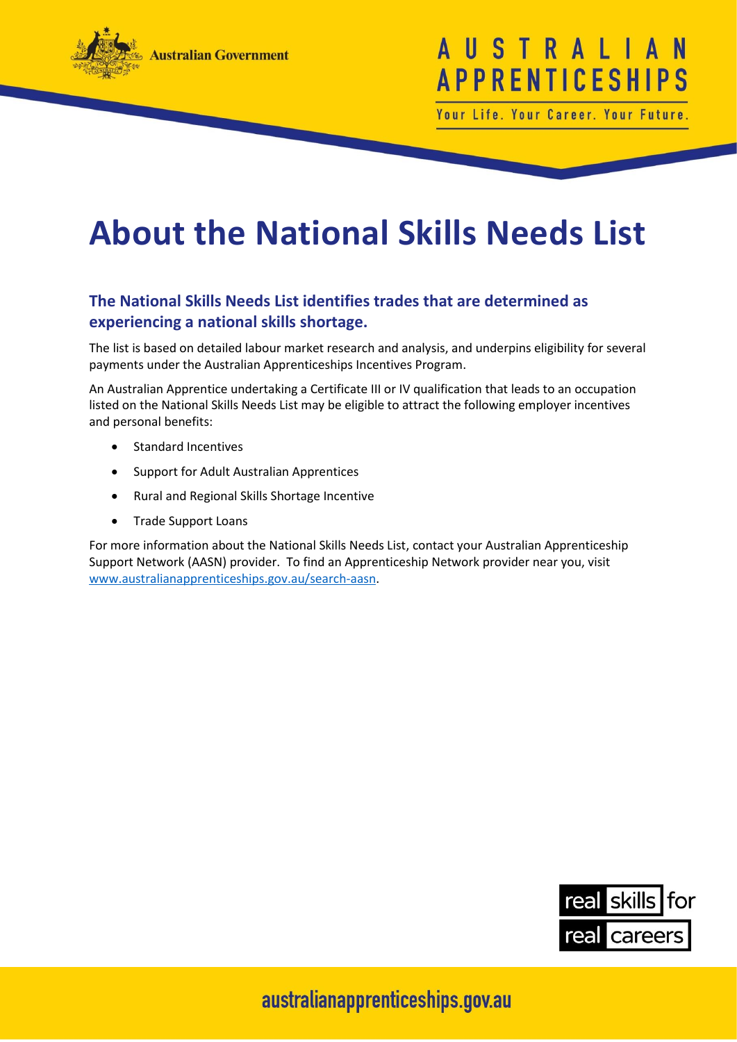# About the National Skills Needs List

## The National Skills Needs List identifies trades that are determined as experiencing a national skills shortage.

The list is based on detailed labour market research and analysis, and underpins eligibility for several payments under the Australian Apprenticeships Incentives Program.

An Australian Apprentice undertaking a Certificate III or IV qualification that leads to an occupation listed on the National Skills Needs List may be eligible to attract the following employer incentives and personal benefits:

- Standard Incentives
- Support for Adult Australian Apprentices
- Rural and Regional Skills Shortage Incentive
- Trade Support Loans

For more information about the National Skills Needs List, contact your Australian Apprenticeship Support Network (AASN) provider. To find an Apprenticeship Network provider near you, visit [www.australianapprenticeships.gov.au/search-aasn](www.australianapprenticeships.gov.au/search-aasn).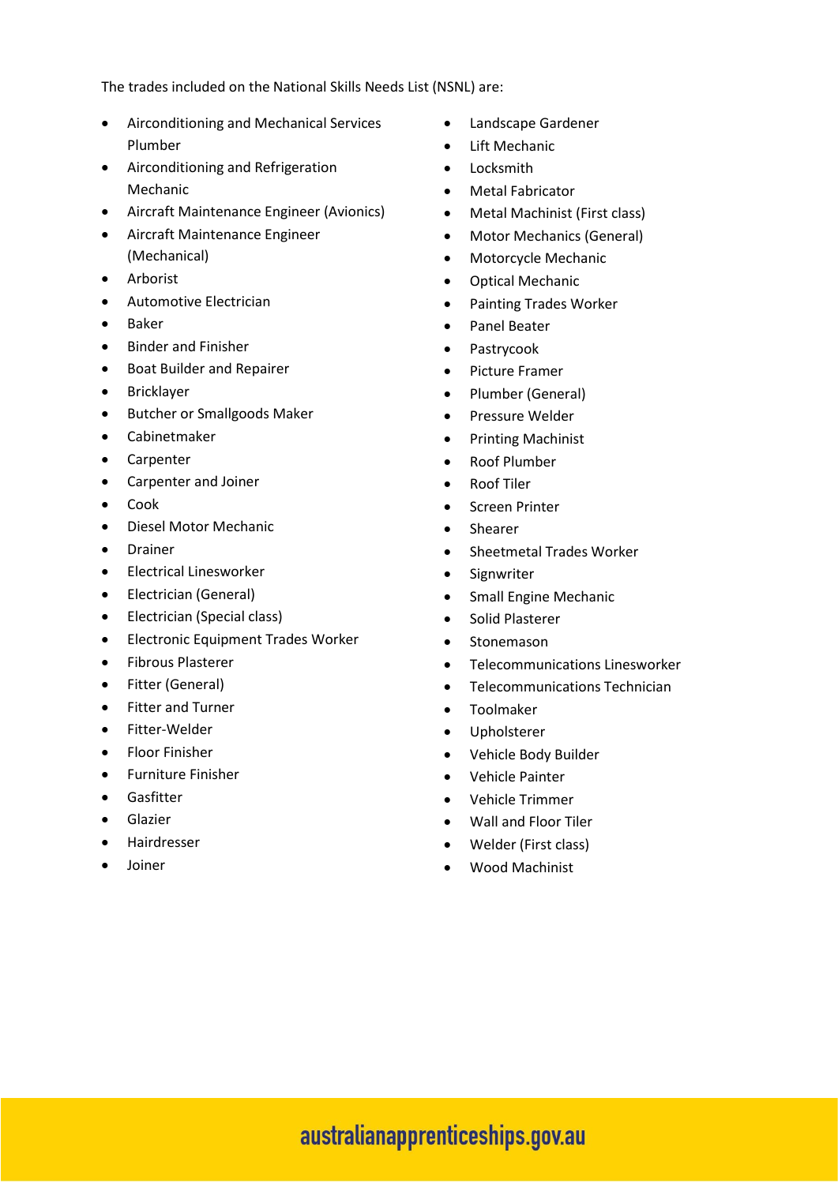The trades included on the National Skills Needs List (NSNL) are:

- Airconditioning and Mechanical Services Plumber
- Airconditioning and Refrigeration Mechanic
- Aircraft Maintenance Engineer (Avionics)
- Aircraft Maintenance Engineer (Mechanical)
- Arborist
- Automotive Electrician
- Baker
- Binder and Finisher
- Boat Builder and Repairer
- Bricklayer
- Butcher or Smallgoods Maker
- Cabinetmaker
- Carpenter
- Carpenter and Joiner
- Cook
- Diesel Motor Mechanic
- Drainer
- Electrical Linesworker
- Electrician (General)
- Electrician (Special class)
- Electronic Equipment Trades Worker
- Fibrous Plasterer
- Fitter (General)
- Fitter and Turner
- Fitter-Welder
- Floor Finisher
- Furniture Finisher
- Gasfitter
- Glazier
- Hairdresser
- Joiner
- Landscape Gardener
- Lift Mechanic
- Locksmith
- Metal Fabricator
- Metal Machinist (First class)
- Motor Mechanics (General)
- Motorcycle Mechanic
- Optical Mechanic
- Painting Trades Worker
- Panel Beater
- Pastrycook
- Picture Framer
- Plumber (General)
- Pressure Welder
- Printing Machinist
- Roof Plumber
- Roof Tiler
- Screen Printer
- Shearer
- Sheetmetal Trades Worker
- Signwriter
- Small Engine Mechanic
- Solid Plasterer
- Stonemason
- Telecommunications Linesworker
- Telecommunications Technician
- Toolmaker
- Upholsterer
- Vehicle Body Builder
- Vehicle Painter
- Vehicle Trimmer
- Wall and Floor Tiler
- Welder (First class)
- Wood Machinist